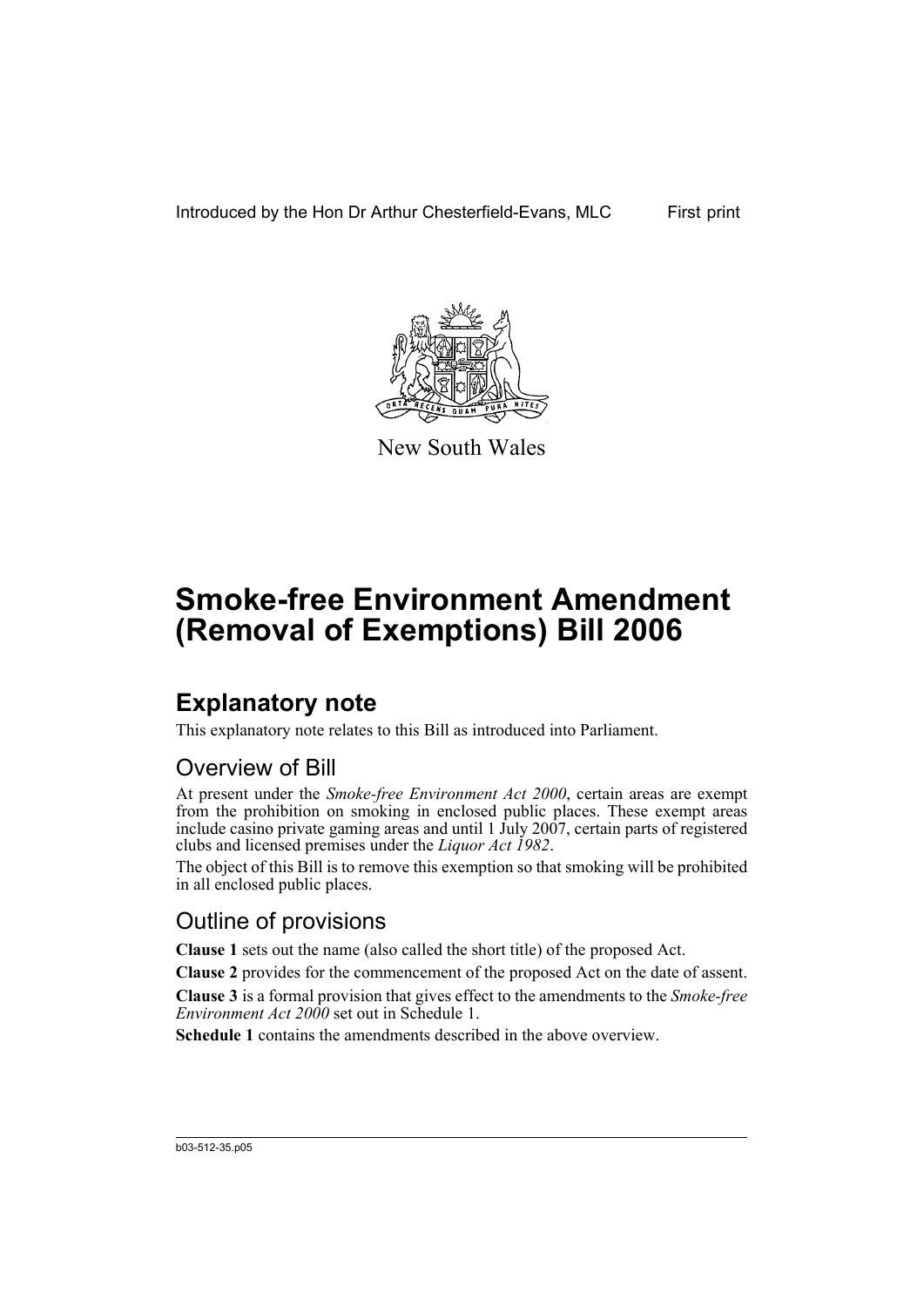Introduced by the Hon Dr Arthur Chesterfield-Evans, MLC First print

New South Wales

# Smoke-free Environment Amendment (Removal of Exemptions) Bill 2006

## Explanatory note

This explanatory note relates to this Bill as introduced into Parliament.

### Overview of Bill

At present under the *Smoke-free Environment Act 2000*, certain areas are exempt from the prohibition on smoking in enclosed public places. These exempt areas include casino private gaming areas and until 1 July 2007, certain parts of registered clubs and licensed premises under the *Liquor Act 1982*.

The object of this Bill is to remove this exemption so that smoking will be prohibited in all enclosed public places.

### Outline of provisions

**Clause 1** sets out the name (also called the short title) of the proposed Act.

**Clause 2** provides for the commencement of the proposed Act on the date of assent.

**Clause 3** is a formal provision that gives effect to the amendments to the *Smoke-free Environment Act 2000* set out in Schedule 1.

**Schedule 1** contains the amendments described in the above overview.

b03-512-35.p05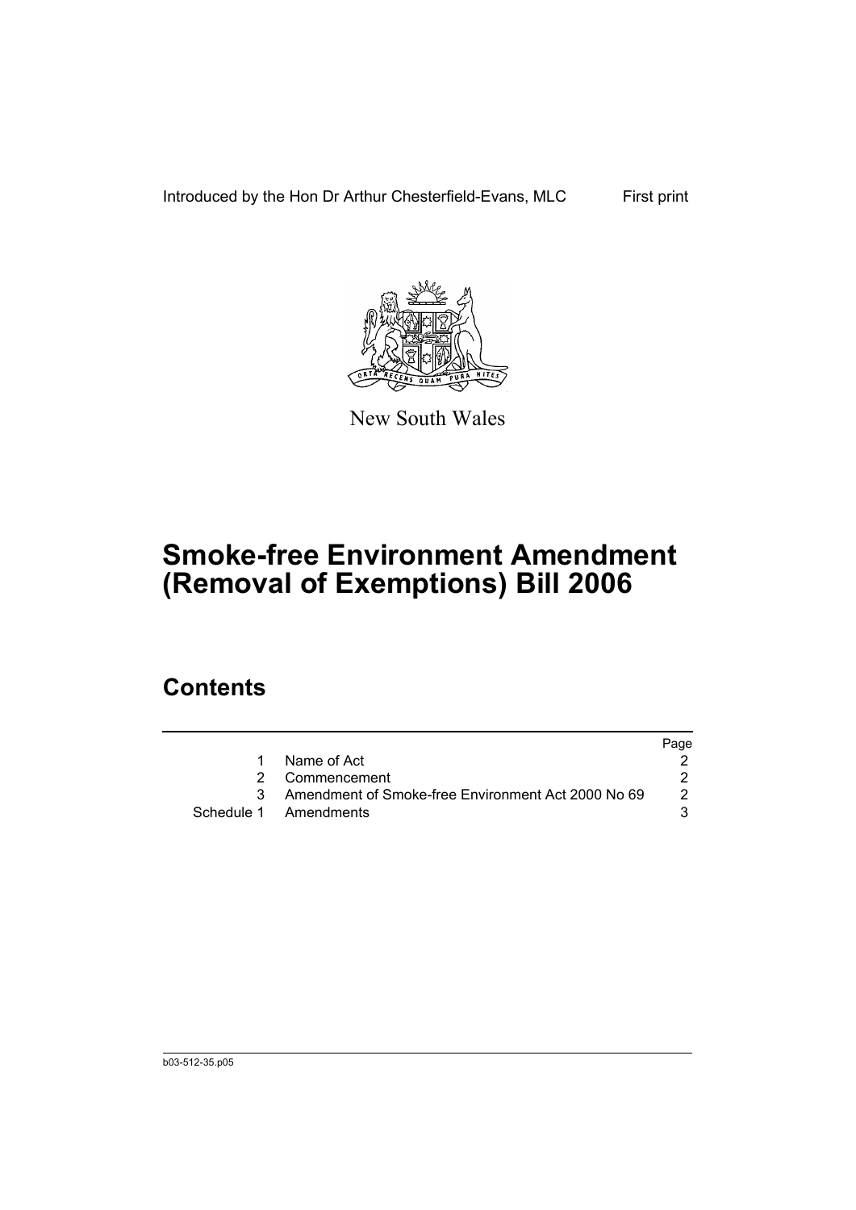Introduced by the Hon Dr Arthur Chesterfield-Evans, MLC First print

New South Wales

# Smoke-free Environment Amendment (Removal of Exemptions) Bill 2006

## Contents

| | | Page |
|---|---|---|
| 1 | Name of Act | 2 |
| 2 | Commencement | 2 |
| 3 | Amendment of Smoke-free Environment Act 2000 No 69 | 2 |
| Schedule 1 | Amendments | 3 |

b03-512-35.p05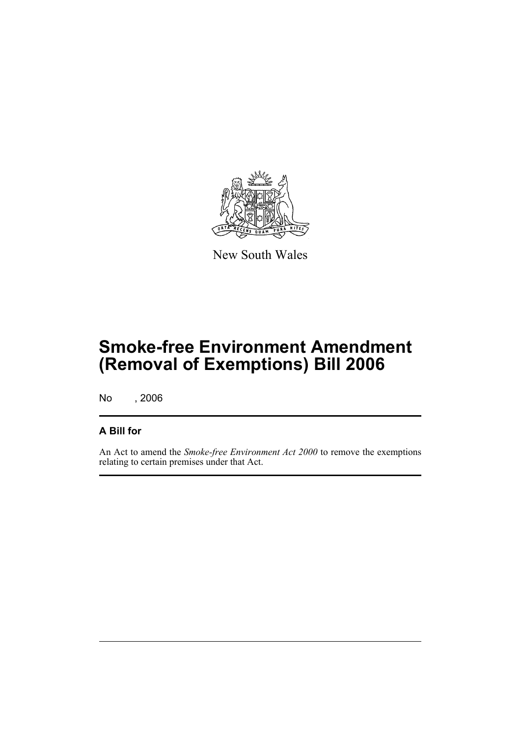New South Wales

# Smoke-free Environment Amendment (Removal of Exemptions) Bill 2006

No , 2006

## A Bill for

An Act to amend the *Smoke-free Environment Act 2000* to remove the exemptions relating to certain premises under that Act.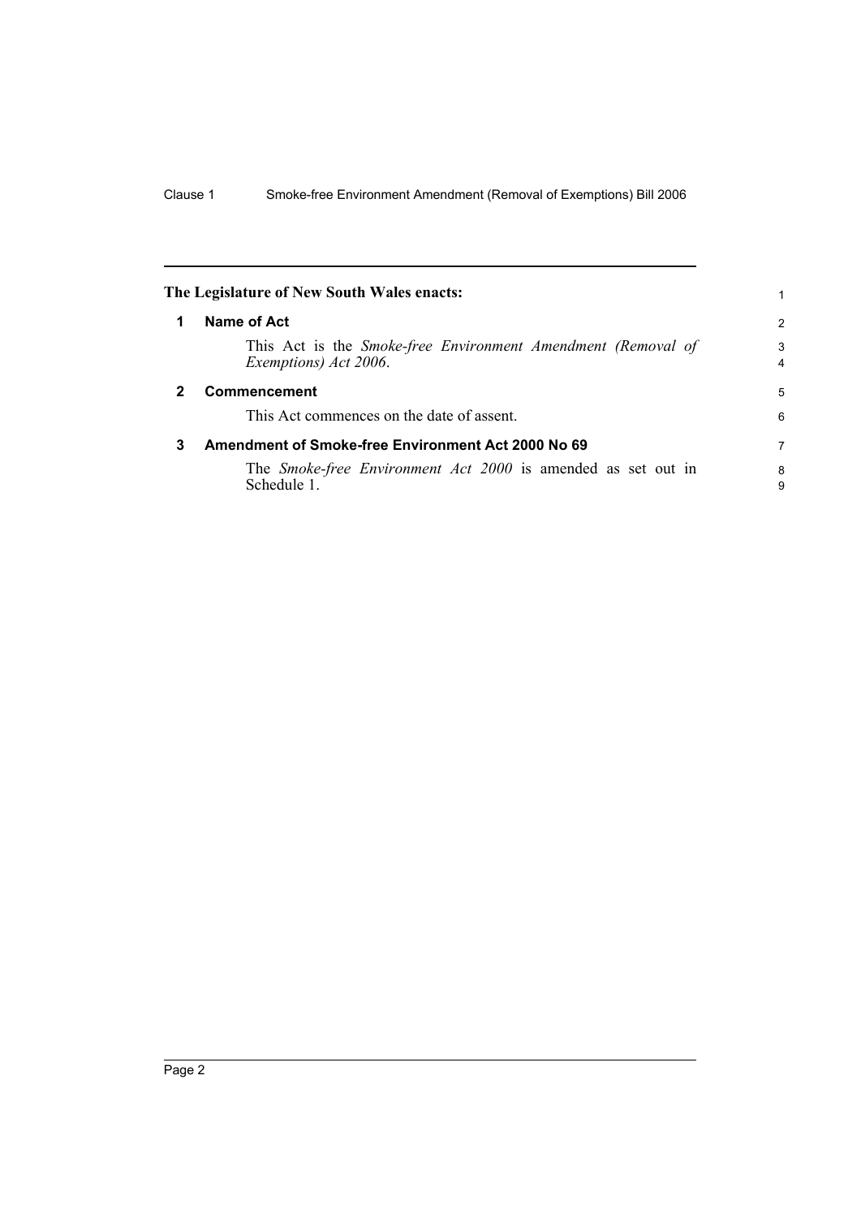**The Legislature of New South Wales enacts:**

## 1 Name of Act

This Act is the *Smoke-free Environment Amendment (Removal of Exemptions) Act 2006*.

## 2 Commencement

This Act commences on the date of assent.

## 3 Amendment of Smoke-free Environment Act 2000 No 69

The *Smoke-free Environment Act 2000* is amended as set out in Schedule 1.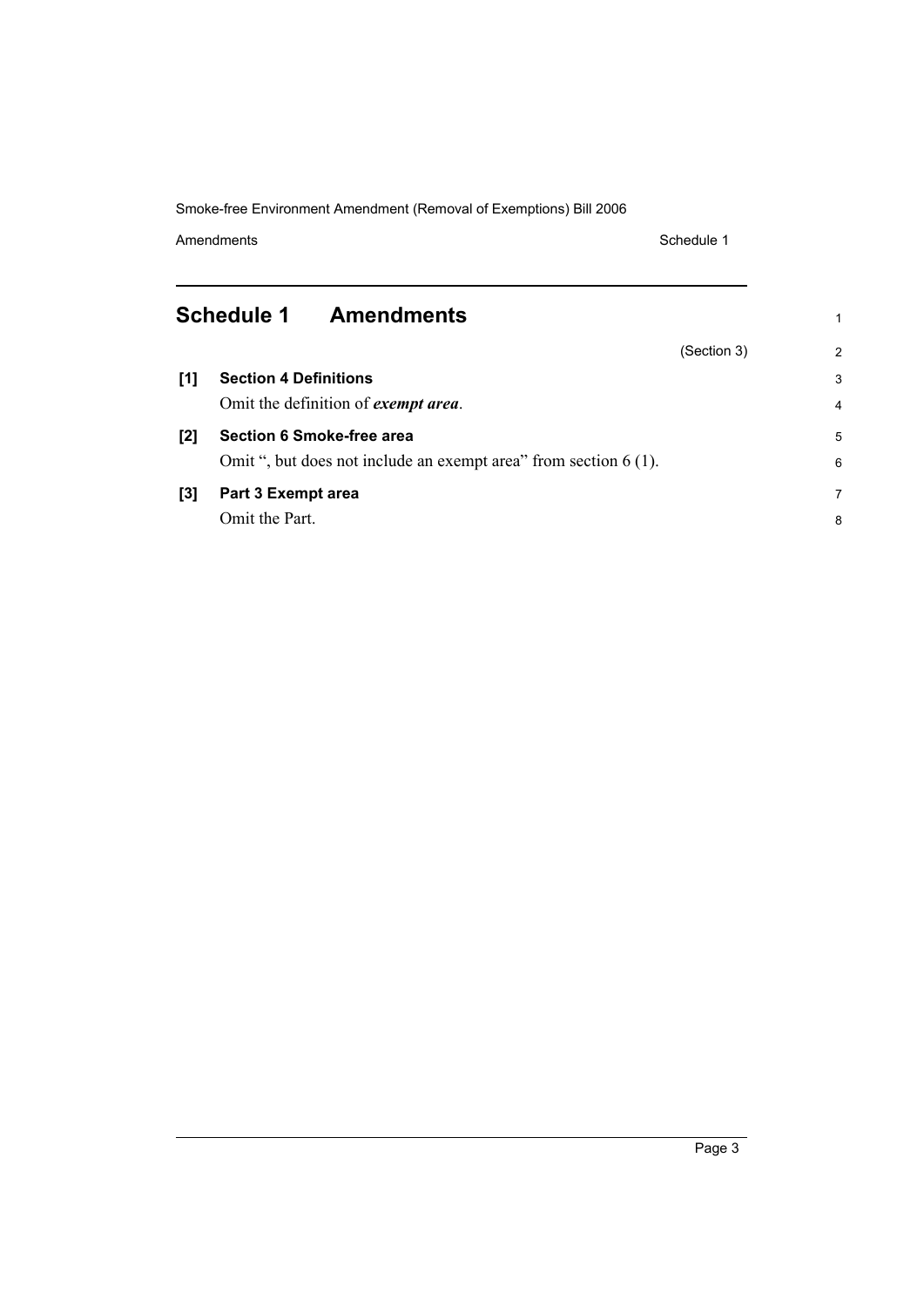# Schedule 1 Amendments

(Section 3)

**[1] Section 4 Definitions**

Omit the definition of ***exempt area***.

**[2] Section 6 Smoke-free area**

Omit ", but does not include an exempt area" from section 6 (1).

**[3] Part 3 Exempt area**

Omit the Part.